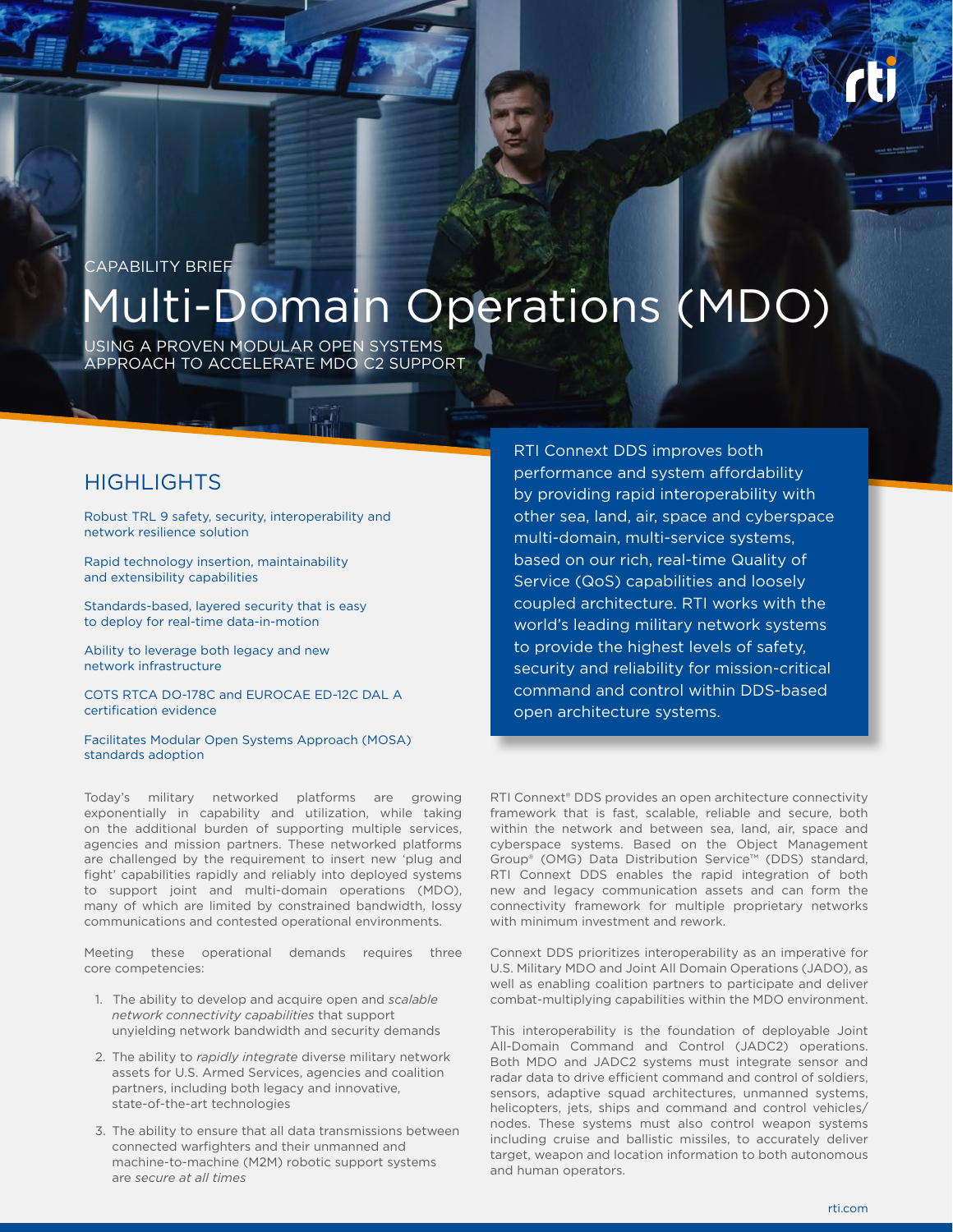CAPABILITY BRIEF

# Multi-Domain Operations (MDO)

USING A PROVEN MODULAR OPEN SYSTEMS APPROACH TO ACCELERATE MDO C2 SUPPORT

## HIGHLIGHTS

Robust TRL 9 safety, security, interoperability and network resilience solution

Rapid technology insertion, maintainability and extensibility capabilities

Standards-based, layered security that is easy to deploy for real-time data-in-motion

Ability to leverage both legacy and new network infrastructure

COTS RTCA DO-178C and EUROCAE ED-12C DAL A certification evidence

Facilitates Modular Open Systems Approach (MOSA) standards adoption

RTI Connext DDS improves both performance and system affordability by providing rapid interoperability with other sea, land, air, space and cyberspace multi-domain, multi-service systems, based on our rich, real-time Quality of Service (QoS) capabilities and loosely coupled architecture. RTI works with the world's leading military network systems to provide the highest levels of safety, security and reliability for mission-critical command and control within DDS-based open architecture systems.

Today's military networked platforms are growing exponentially in capability and utilization, while taking on the additional burden of supporting multiple services, agencies and mission partners. These networked platforms are challenged by the requirement to insert new 'plug and fight' capabilities rapidly and reliably into deployed systems to support joint and multi-domain operations (MDO), many of which are limited by constrained bandwidth, lossy communications and contested operational environments.

Meeting these operational demands requires three core competencies:

1. The ability to develop and acquire open and *scalable network connectivity capabilities* that support unyielding network bandwidth and security demands
2. The ability to *rapidly integrate* diverse military network assets for U.S. Armed Services, agencies and coalition partners, including both legacy and innovative, state-of-the-art technologies
3. The ability to ensure that all data transmissions between connected warfighters and their unmanned and machine-to-machine (M2M) robotic support systems are *secure at all times*

RTI Connext® DDS provides an open architecture connectivity framework that is fast, scalable, reliable and secure, both within the network and between sea, land, air, space and cyberspace systems. Based on the Object Management Group® (OMG) Data Distribution Service™ (DDS) standard, RTI Connext DDS enables the rapid integration of both new and legacy communication assets and can form the connectivity framework for multiple proprietary networks with minimum investment and rework.

Connext DDS prioritizes interoperability as an imperative for U.S. Military MDO and Joint All Domain Operations (JADO), as well as enabling coalition partners to participate and deliver combat-multiplying capabilities within the MDO environment.

This interoperability is the foundation of deployable Joint All-Domain Command and Control (JADC2) operations. Both MDO and JADC2 systems must integrate sensor and radar data to drive efficient command and control of soldiers, sensors, adaptive squad architectures, unmanned systems, helicopters, jets, ships and command and control vehicles/nodes. These systems must also control weapon systems including cruise and ballistic missiles, to accurately deliver target, weapon and location information to both autonomous and human operators.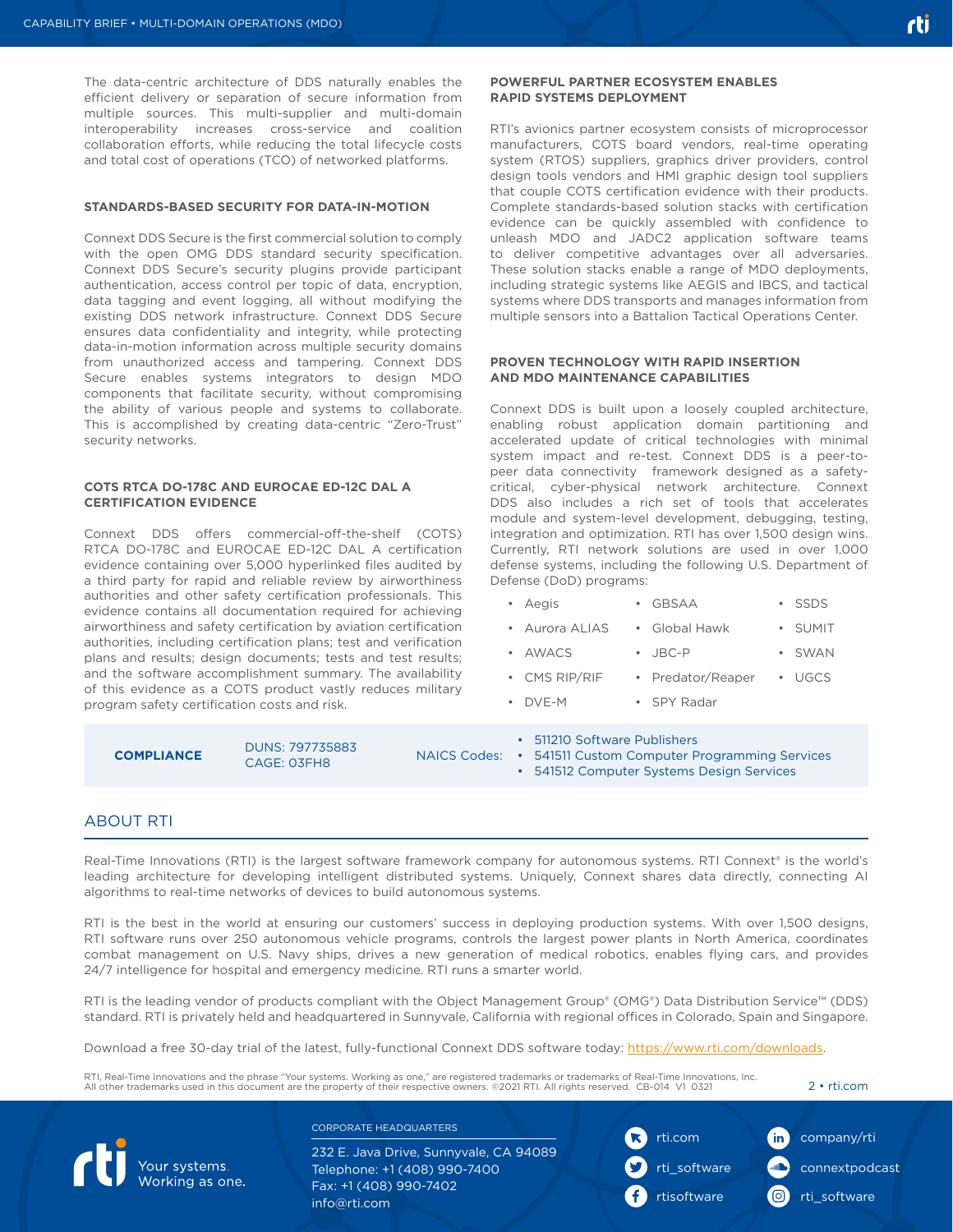The data-centric architecture of DDS naturally enables the efficient delivery or separation of secure information from multiple sources. This multi-supplier and multi-domain interoperability increases cross-service and coalition collaboration efforts, while reducing the total lifecycle costs and total cost of operations (TCO) of networked platforms.

### STANDARDS-BASED SECURITY FOR DATA-IN-MOTION

Connext DDS Secure is the first commercial solution to comply with the open OMG DDS standard security specification. Connext DDS Secure's security plugins provide participant authentication, access control per topic of data, encryption, data tagging and event logging, all without modifying the existing DDS network infrastructure. Connext DDS Secure ensures data confidentiality and integrity, while protecting data-in-motion information across multiple security domains from unauthorized access and tampering. Connext DDS Secure enables systems integrators to design MDO components that facilitate security, without compromising the ability of various people and systems to collaborate. This is accomplished by creating data-centric "Zero-Trust" security networks.

### COTS RTCA DO-178C AND EUROCAE ED-12C DAL A CERTIFICATION EVIDENCE

Connext DDS offers commercial-off-the-shelf (COTS) RTCA DO-178C and EUROCAE ED-12C DAL A certification evidence containing over 5,000 hyperlinked files audited by a third party for rapid and reliable review by airworthiness authorities and other safety certification professionals. This evidence contains all documentation required for achieving airworthiness and safety certification by aviation certification authorities, including certification plans; test and verification plans and results; design documents; tests and test results; and the software accomplishment summary. The availability of this evidence as a COTS product vastly reduces military program safety certification costs and risk.

### POWERFUL PARTNER ECOSYSTEM ENABLES RAPID SYSTEMS DEPLOYMENT

RTI's avionics partner ecosystem consists of microprocessor manufacturers, COTS board vendors, real-time operating system (RTOS) suppliers, graphics driver providers, control design tools vendors and HMI graphic design tool suppliers that couple COTS certification evidence with their products. Complete standards-based solution stacks with certification evidence can be quickly assembled with confidence to unleash MDO and JADC2 application software teams to deliver competitive advantages over all adversaries. These solution stacks enable a range of MDO deployments, including strategic systems like AEGIS and IBCS, and tactical systems where DDS transports and manages information from multiple sensors into a Battalion Tactical Operations Center.

### PROVEN TECHNOLOGY WITH RAPID INSERTION AND MDO MAINTENANCE CAPABILITIES

Connext DDS is built upon a loosely coupled architecture, enabling robust application domain partitioning and accelerated update of critical technologies with minimal system impact and re-test. Connext DDS is a peer-to-peer data connectivity framework designed as a safety-critical, cyber-physical network architecture. Connext DDS also includes a rich set of tools that accelerates module and system-level development, debugging, testing, integration and optimization. RTI has over 1,500 design wins. Currently, RTI network solutions are used in over 1,000 defense systems, including the following U.S. Department of Defense (DoD) programs:

- Aegis
- Aurora ALIAS
- AWACS
- CMS RIP/RIF
- DVE-M
- GBSAA
- Global Hawk
- JBC-P
- Predator/Reaper
- SPY Radar
- SSDS
- SUMIT
- SWAN
- UGCS

| | | | |
|---|---|---|---|
| **COMPLIANCE** | DUNS: 797735883<br>CAGE: 03FH8 | NAICS Codes: | • 511210 Software Publishers<br>• 541511 Custom Computer Programming Services<br>• 541512 Computer Systems Design Services |

## ABOUT RTI

Real-Time Innovations (RTI) is the largest software framework company for autonomous systems. RTI Connext® is the world's leading architecture for developing intelligent distributed systems. Uniquely, Connext shares data directly, connecting AI algorithms to real-time networks of devices to build autonomous systems.

RTI is the best in the world at ensuring our customers' success in deploying production systems. With over 1,500 designs, RTI software runs over 250 autonomous vehicle programs, controls the largest power plants in North America, coordinates combat management on U.S. Navy ships, drives a new generation of medical robotics, enables flying cars, and provides 24/7 intelligence for hospital and emergency medicine. RTI runs a smarter world.

RTI is the leading vendor of products compliant with the Object Management Group® (OMG®) Data Distribution Service™ (DDS) standard. RTI is privately held and headquartered in Sunnyvale, California with regional offices in Colorado, Spain and Singapore.

Download a free 30-day trial of the latest, fully-functional Connext DDS software today: https://www.rti.com/downloads.

RTI, Real-Time Innovations and the phrase "Your systems. Working as one," are registered trademarks or trademarks of Real-Time Innovations, Inc. All other trademarks used in this document are the property of their respective owners. ©2021 RTI. All rights reserved. CB-014 V1 0321

rti Your systems. Working as one.

CORPORATE HEADQUARTERS

232 E. Java Drive, Sunnyvale, CA 94089
Telephone: +1 (408) 990-7400
Fax: +1 (408) 990-7402
info@rti.com

rti.com
rti_software
rtisoftware
company/rti
connextpodcast
rti_software